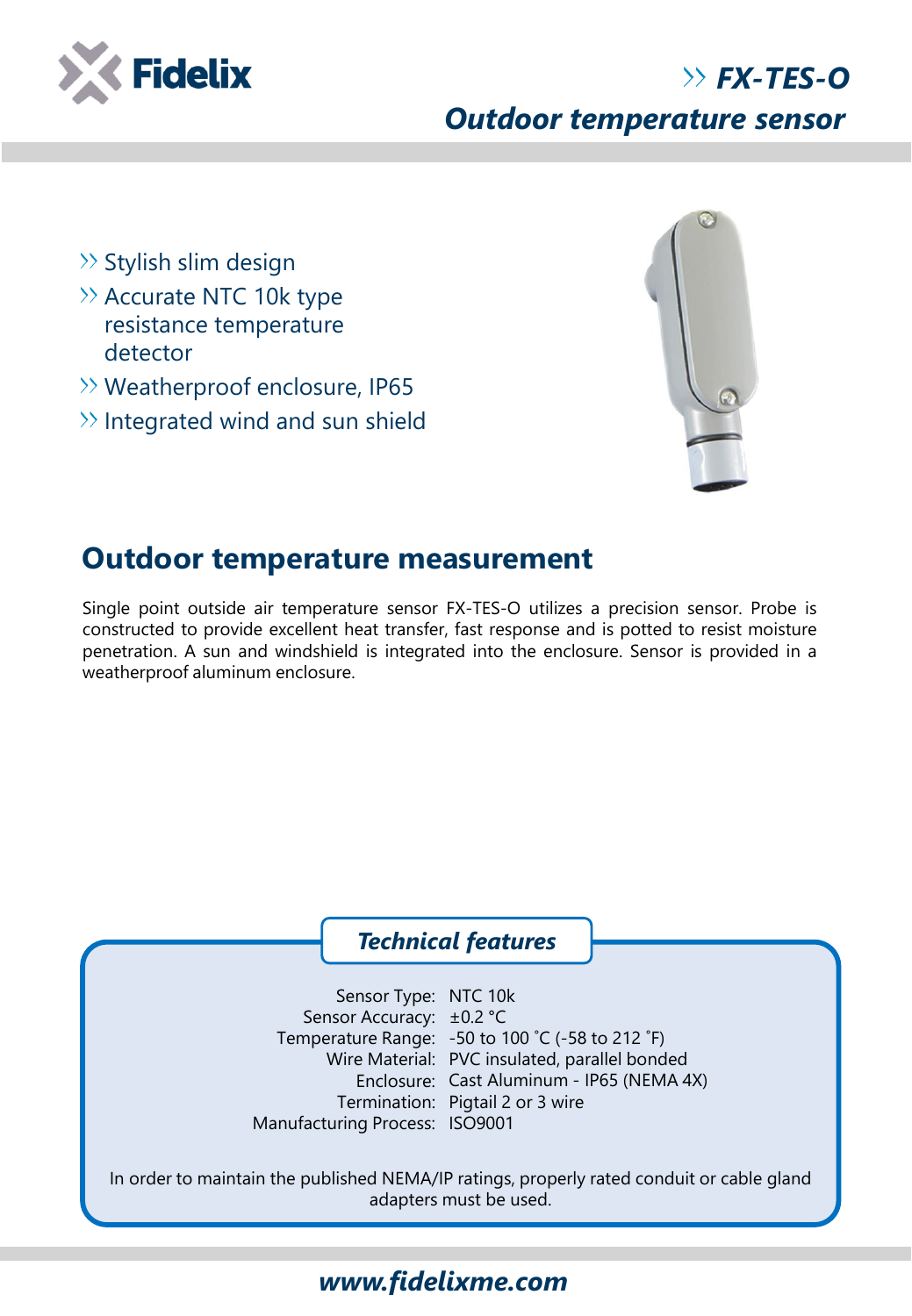# Fidelix

## FX-TES-O
## *Outdoor temperature sensor*

- Stylish slim design
- Accurate NTC 10k type resistance temperature detector
- Weatherproof enclosure, IP65
- Integrated wind and sun shield

## Outdoor temperature measurement

Single point outside air temperature sensor FX-TES-O utilizes a precision sensor. Probe is constructed to provide excellent heat transfer, fast response and is potted to resist moisture penetration. A sun and windshield is integrated into the enclosure. Sensor is provided in a weatherproof aluminum enclosure.

### *Technical features*

| | |
|---|---|
| Sensor Type: | NTC 10k |
| Sensor Accuracy: | ±0.2 °C |
| Temperature Range: | -50 to 100 ˚C (-58 to 212 ˚F) |
| Wire Material: | PVC insulated, parallel bonded |
| Enclosure: | Cast Aluminum - IP65 (NEMA 4X) |
| Termination: | Pigtail 2 or 3 wire |
| Manufacturing Process: | ISO9001 |

In order to maintain the published NEMA/IP ratings, properly rated conduit or cable gland adapters must be used.

***www.fidelixme.com***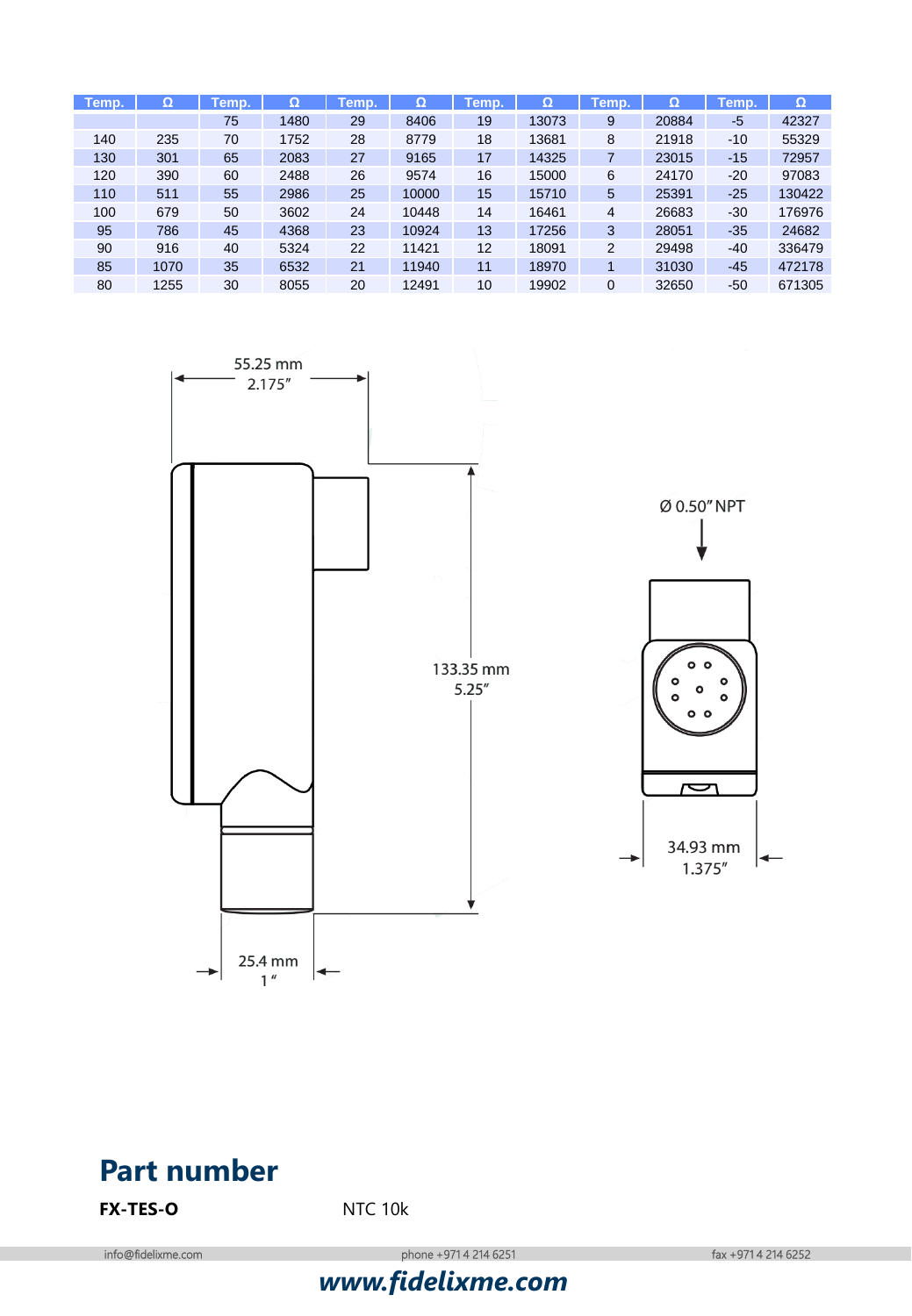| Temp. | Ω | Temp. | Ω | Temp. | Ω | Temp. | Ω | Temp. | Ω | Temp. | Ω |
|---|---|---|---|---|---|---|---|---|---|---|---|
| | | 75 | 1480 | 29 | 8406 | 19 | 13073 | 9 | 20884 | -5 | 42327 |
| 140 | 235 | 70 | 1752 | 28 | 8779 | 18 | 13681 | 8 | 21918 | -10 | 55329 |
| 130 | 301 | 65 | 2083 | 27 | 9165 | 17 | 14325 | 7 | 23015 | -15 | 72957 |
| 120 | 390 | 60 | 2488 | 26 | 9574 | 16 | 15000 | 6 | 24170 | -20 | 97083 |
| 110 | 511 | 55 | 2986 | 25 | 10000 | 15 | 15710 | 5 | 25391 | -25 | 130422 |
| 100 | 679 | 50 | 3602 | 24 | 10448 | 14 | 16461 | 4 | 26683 | -30 | 176976 |
| 95 | 786 | 45 | 4368 | 23 | 10924 | 13 | 17256 | 3 | 28051 | -35 | 24682 |
| 90 | 916 | 40 | 5324 | 22 | 11421 | 12 | 18091 | 2 | 29498 | -40 | 336479 |
| 85 | 1070 | 35 | 6532 | 21 | 11940 | 11 | 18970 | 1 | 31030 | -45 | 472178 |
| 80 | 1255 | 30 | 8055 | 20 | 12491 | 10 | 19902 | 0 | 32650 | -50 | 671305 |

55.25 mm
2.175″

133.35 mm
5.25″

25.4 mm
1 ″

Ø 0.50″ NPT

34.93 mm
1.375″

## Part number

**FX-TES-O** NTC 10k

info@fidelixme.com phone +971 4 214 6251 fax +971 4 214 6252

***www.fidelixme.com***